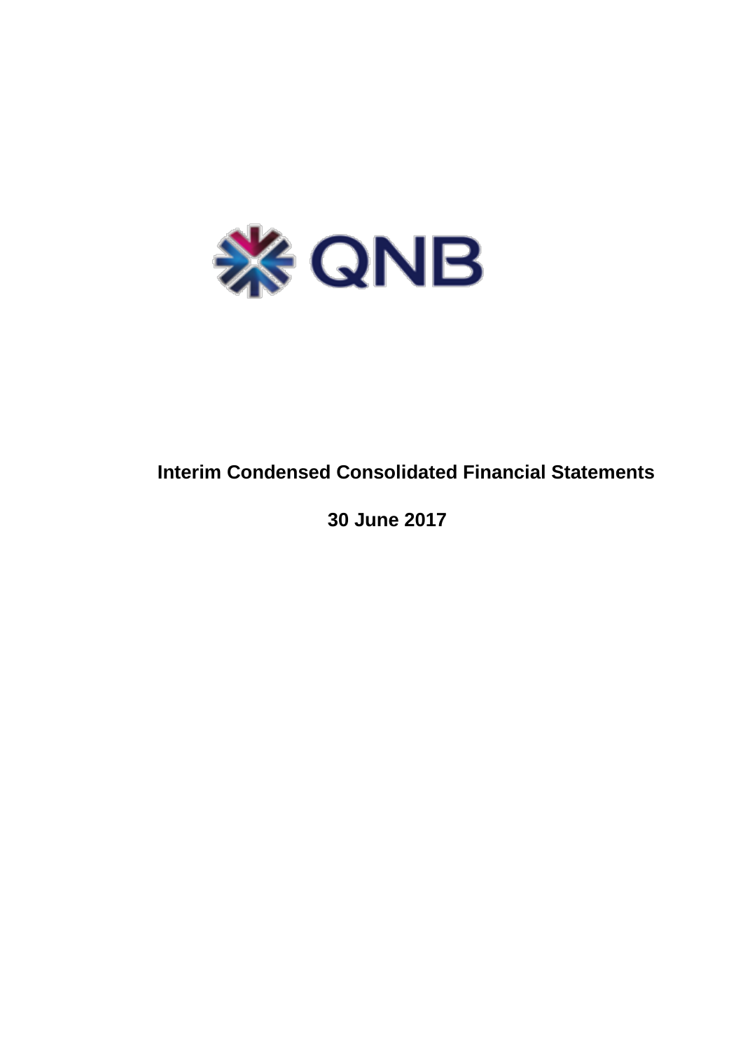QNB

# Interim Condensed Consolidated Financial Statements

## 30 June 2017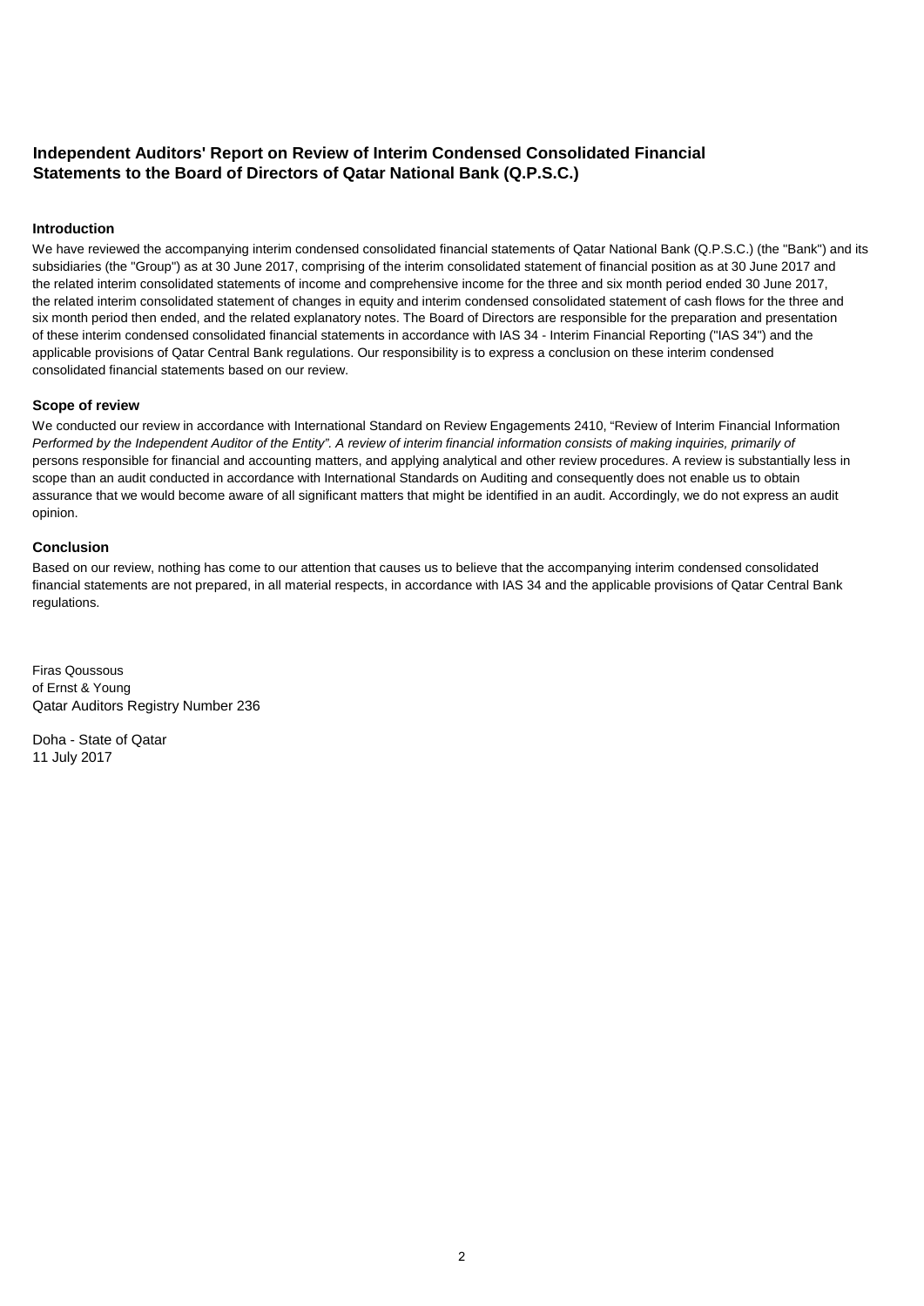## Independent Auditors' Report on Review of Interim Condensed Consolidated Financial Statements to the Board of Directors of Qatar National Bank (Q.P.S.C.)

### Introduction

We have reviewed the accompanying interim condensed consolidated financial statements of Qatar National Bank (Q.P.S.C.) (the "Bank") and its subsidiaries (the "Group") as at 30 June 2017, comprising of the interim consolidated statement of financial position as at 30 June 2017 and the related interim consolidated statements of income and comprehensive income for the three and six month period ended 30 June 2017, the related interim consolidated statement of changes in equity and interim condensed consolidated statement of cash flows for the three and six month period then ended, and the related explanatory notes. The Board of Directors are responsible for the preparation and presentation of these interim condensed consolidated financial statements in accordance with IAS 34 - Interim Financial Reporting ("IAS 34") and the applicable provisions of Qatar Central Bank regulations. Our responsibility is to express a conclusion on these interim condensed consolidated financial statements based on our review.

### Scope of review

We conducted our review in accordance with International Standard on Review Engagements 2410, "Review of Interim Financial Information *Performed by the Independent Auditor of the Entity". A review of interim financial information consists of making inquiries, primarily of* persons responsible for financial and accounting matters, and applying analytical and other review procedures. A review is substantially less in scope than an audit conducted in accordance with International Standards on Auditing and consequently does not enable us to obtain assurance that we would become aware of all significant matters that might be identified in an audit. Accordingly, we do not express an audit opinion.

### Conclusion

Based on our review, nothing has come to our attention that causes us to believe that the accompanying interim condensed consolidated financial statements are not prepared, in all material respects, in accordance with IAS 34 and the applicable provisions of Qatar Central Bank regulations.

Firas Qoussous
of Ernst & Young
Qatar Auditors Registry Number 236

Doha - State of Qatar
11 July 2017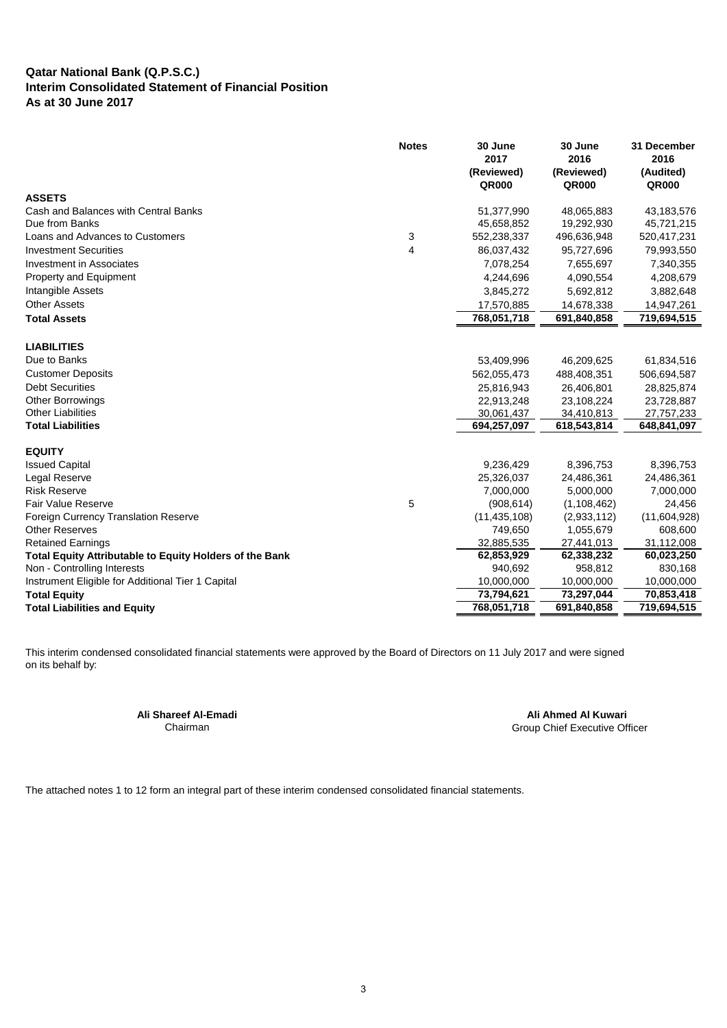**Qatar National Bank (Q.P.S.C.)**
**Interim Consolidated Statement of Financial Position**
**As at 30 June 2017**

| | Notes | 30 June 2017 (Reviewed) QR000 | 30 June 2016 (Reviewed) QR000 | 31 December 2016 (Audited) QR000 |
|---|---|---|---|---|
| **ASSETS** | | | | |
| Cash and Balances with Central Banks | | 51,377,990 | 48,065,883 | 43,183,576 |
| Due from Banks | | 45,658,852 | 19,292,930 | 45,721,215 |
| Loans and Advances to Customers | 3 | 552,238,337 | 496,636,948 | 520,417,231 |
| Investment Securities | 4 | 86,037,432 | 95,727,696 | 79,993,550 |
| Investment in Associates | | 7,078,254 | 7,655,697 | 7,340,355 |
| Property and Equipment | | 4,244,696 | 4,090,554 | 4,208,679 |
| Intangible Assets | | 3,845,272 | 5,692,812 | 3,882,648 |
| Other Assets | | 17,570,885 | 14,678,338 | 14,947,261 |
| **Total Assets** | | **768,051,718** | **691,840,858** | **719,694,515** |
| **LIABILITIES** | | | | |
| Due to Banks | | 53,409,996 | 46,209,625 | 61,834,516 |
| Customer Deposits | | 562,055,473 | 488,408,351 | 506,694,587 |
| Debt Securities | | 25,816,943 | 26,406,801 | 28,825,874 |
| Other Borrowings | | 22,913,248 | 23,108,224 | 23,728,887 |
| Other Liabilities | | 30,061,437 | 34,410,813 | 27,757,233 |
| **Total Liabilities** | | **694,257,097** | **618,543,814** | **648,841,097** |
| **EQUITY** | | | | |
| Issued Capital | | 9,236,429 | 8,396,753 | 8,396,753 |
| Legal Reserve | | 25,326,037 | 24,486,361 | 24,486,361 |
| Risk Reserve | | 7,000,000 | 5,000,000 | 7,000,000 |
| Fair Value Reserve | 5 | (908,614) | (1,108,462) | 24,456 |
| Foreign Currency Translation Reserve | | (11,435,108) | (2,933,112) | (11,604,928) |
| Other Reserves | | 749,650 | 1,055,679 | 608,600 |
| Retained Earnings | | 32,885,535 | 27,441,013 | 31,112,008 |
| **Total Equity Attributable to Equity Holders of the Bank** | | **62,853,929** | **62,338,232** | **60,023,250** |
| Non - Controlling Interests | | 940,692 | 958,812 | 830,168 |
| Instrument Eligible for Additional Tier 1 Capital | | 10,000,000 | 10,000,000 | 10,000,000 |
| **Total Equity** | | **73,794,621** | **73,297,044** | **70,853,418** |
| **Total Liabilities and Equity** | | **768,051,718** | **691,840,858** | **719,694,515** |

This interim condensed consolidated financial statements were approved by the Board of Directors on 11 July 2017 and were signed on its behalf by:

**Ali Shareef Al-Emadi**
Chairman

**Ali Ahmed Al Kuwari**
Group Chief Executive Officer

The attached notes 1 to 12 form an integral part of these interim condensed consolidated financial statements.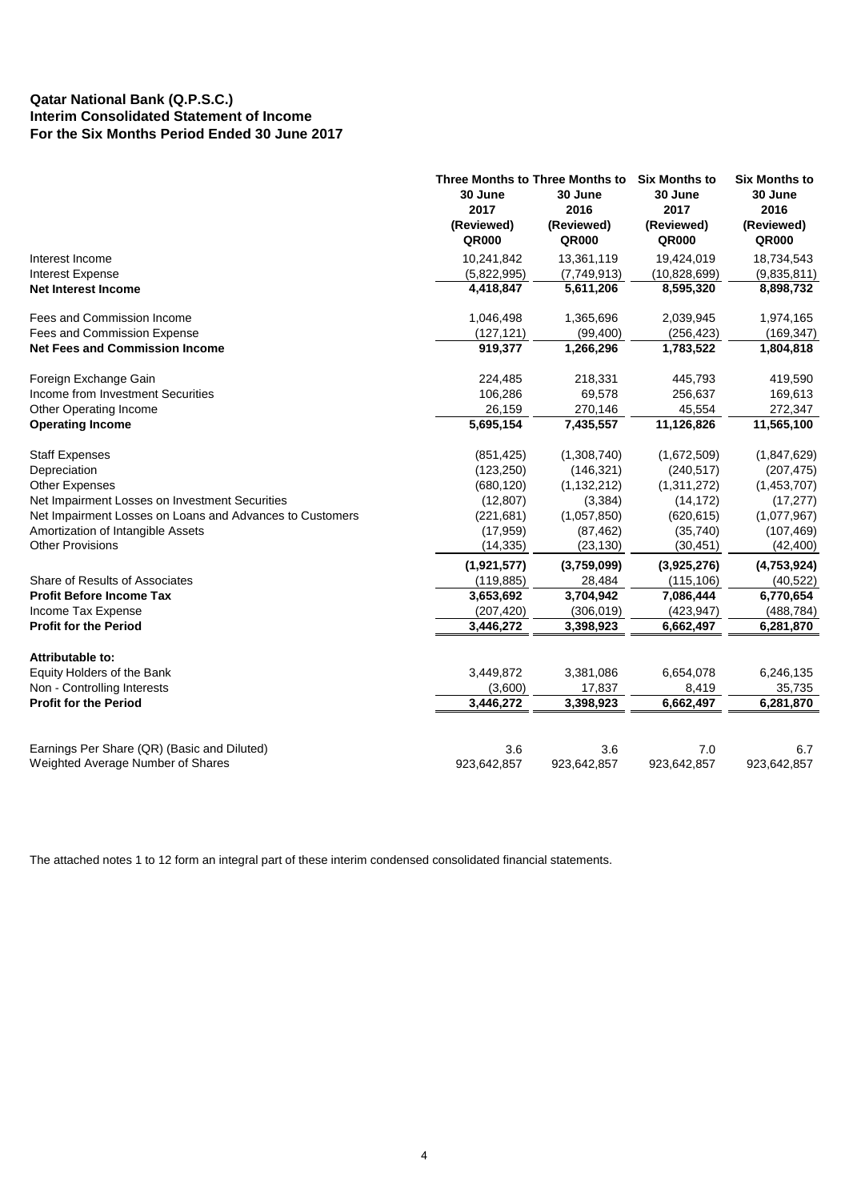**Qatar National Bank (Q.P.S.C.)**
**Interim Consolidated Statement of Income**
**For the Six Months Period Ended 30 June 2017**

| | Three Months to 30 June 2017 (Reviewed) QR000 | Three Months to 30 June 2016 (Reviewed) QR000 | Six Months to 30 June 2017 (Reviewed) QR000 | Six Months to 30 June 2016 (Reviewed) QR000 |
|---|---|---|---|---|
| Interest Income | 10,241,842 | 13,361,119 | 19,424,019 | 18,734,543 |
| Interest Expense | (5,822,995) | (7,749,913) | (10,828,699) | (9,835,811) |
| **Net Interest Income** | **4,418,847** | **5,611,206** | **8,595,320** | **8,898,732** |
| Fees and Commission Income | 1,046,498 | 1,365,696 | 2,039,945 | 1,974,165 |
| Fees and Commission Expense | (127,121) | (99,400) | (256,423) | (169,347) |
| **Net Fees and Commission Income** | **919,377** | **1,266,296** | **1,783,522** | **1,804,818** |
| Foreign Exchange Gain | 224,485 | 218,331 | 445,793 | 419,590 |
| Income from Investment Securities | 106,286 | 69,578 | 256,637 | 169,613 |
| Other Operating Income | 26,159 | 270,146 | 45,554 | 272,347 |
| **Operating Income** | **5,695,154** | **7,435,557** | **11,126,826** | **11,565,100** |
| Staff Expenses | (851,425) | (1,308,740) | (1,672,509) | (1,847,629) |
| Depreciation | (123,250) | (146,321) | (240,517) | (207,475) |
| Other Expenses | (680,120) | (1,132,212) | (1,311,272) | (1,453,707) |
| Net Impairment Losses on Investment Securities | (12,807) | (3,384) | (14,172) | (17,277) |
| Net Impairment Losses on Loans and Advances to Customers | (221,681) | (1,057,850) | (620,615) | (1,077,967) |
| Amortization of Intangible Assets | (17,959) | (87,462) | (35,740) | (107,469) |
| Other Provisions | (14,335) | (23,130) | (30,451) | (42,400) |
| | **(1,921,577)** | **(3,759,099)** | **(3,925,276)** | **(4,753,924)** |
| Share of Results of Associates | (119,885) | 28,484 | (115,106) | (40,522) |
| **Profit Before Income Tax** | **3,653,692** | **3,704,942** | **7,086,444** | **6,770,654** |
| Income Tax Expense | (207,420) | (306,019) | (423,947) | (488,784) |
| **Profit for the Period** | **3,446,272** | **3,398,923** | **6,662,497** | **6,281,870** |
| **Attributable to:** | | | | |
| Equity Holders of the Bank | 3,449,872 | 3,381,086 | 6,654,078 | 6,246,135 |
| Non - Controlling Interests | (3,600) | 17,837 | 8,419 | 35,735 |
| **Profit for the Period** | **3,446,272** | **3,398,923** | **6,662,497** | **6,281,870** |
| Earnings Per Share (QR) (Basic and Diluted) | 3.6 | 3.6 | 7.0 | 6.7 |
| Weighted Average Number of Shares | 923,642,857 | 923,642,857 | 923,642,857 | 923,642,857 |

The attached notes 1 to 12 form an integral part of these interim condensed consolidated financial statements.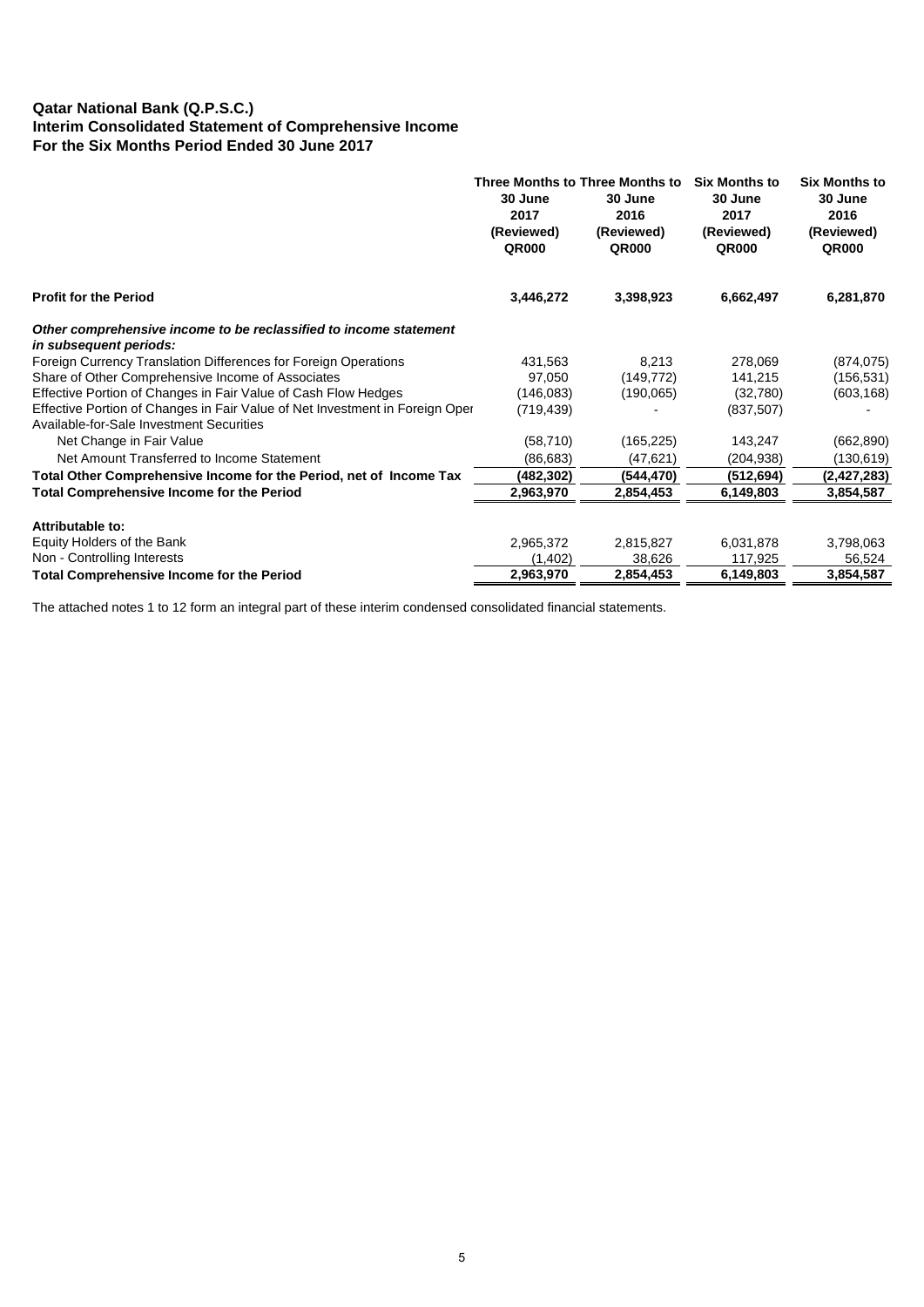**Qatar National Bank (Q.P.S.C.)**
**Interim Consolidated Statement of Comprehensive Income**
**For the Six Months Period Ended 30 June 2017**

| | Three Months to 30 June 2017 (Reviewed) QR000 | Three Months to 30 June 2016 (Reviewed) QR000 | Six Months to 30 June 2017 (Reviewed) QR000 | Six Months to 30 June 2016 (Reviewed) QR000 |
|---|---|---|---|---|
| **Profit for the Period** | **3,446,272** | **3,398,923** | **6,662,497** | **6,281,870** |
| ***Other comprehensive income to be reclassified to income statement in subsequent periods:*** | | | | |
| Foreign Currency Translation Differences for Foreign Operations | 431,563 | 8,213 | 278,069 | (874,075) |
| Share of Other Comprehensive Income of Associates | 97,050 | (149,772) | 141,215 | (156,531) |
| Effective Portion of Changes in Fair Value of Cash Flow Hedges | (146,083) | (190,065) | (32,780) | (603,168) |
| Effective Portion of Changes in Fair Value of Net Investment in Foreign Oper | (719,439) | - | (837,507) | - |
| Available-for-Sale Investment Securities | | | | |
| Net Change in Fair Value | (58,710) | (165,225) | 143,247 | (662,890) |
| Net Amount Transferred to Income Statement | (86,683) | (47,621) | (204,938) | (130,619) |
| **Total Other Comprehensive Income for the Period, net of Income Tax** | **(482,302)** | **(544,470)** | **(512,694)** | **(2,427,283)** |
| **Total Comprehensive Income for the Period** | **2,963,970** | **2,854,453** | **6,149,803** | **3,854,587** |
| **Attributable to:** | | | | |
| Equity Holders of the Bank | 2,965,372 | 2,815,827 | 6,031,878 | 3,798,063 |
| Non - Controlling Interests | (1,402) | 38,626 | 117,925 | 56,524 |
| **Total Comprehensive Income for the Period** | **2,963,970** | **2,854,453** | **6,149,803** | **3,854,587** |

The attached notes 1 to 12 form an integral part of these interim condensed consolidated financial statements.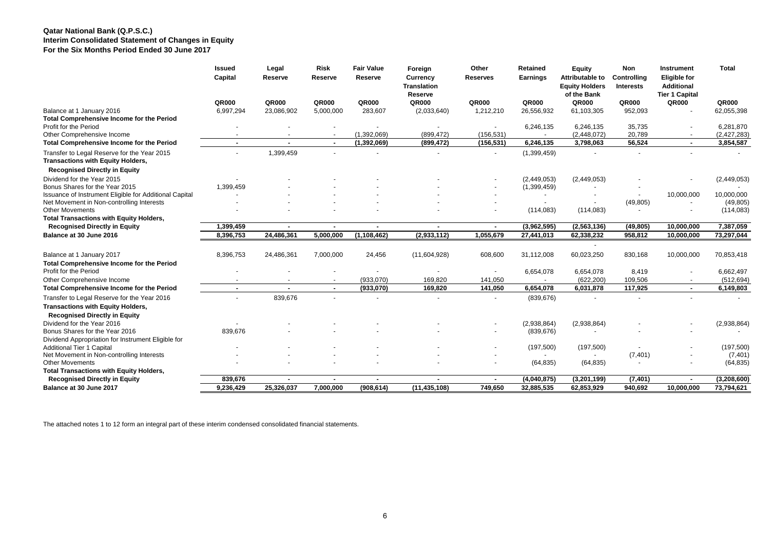**Qatar National Bank (Q.P.S.C.)**
**Interim Consolidated Statement of Changes in Equity**
**For the Six Months Period Ended 30 June 2017**

| | Issued Capital | Legal Reserve | Risk Reserve | Fair Value Reserve | Foreign Currency Translation Reserve | Other Reserves | Retained Earnings | Equity Attributable to Equity Holders of the Bank | Non Controlling Interests | Instrument Eligible for Additional Tier 1 Capital | Total |
|---|---|---|---|---|---|---|---|---|---|---|---|
| | QR000 | QR000 | QR000 | QR000 | QR000 | QR000 | QR000 | QR000 | QR000 | QR000 | QR000 |
| Balance at 1 January 2016 | 6,997,294 | 23,086,902 | 5,000,000 | 283,607 | (2,033,640) | 1,212,210 | 26,556,932 | 61,103,305 | 952,093 | - | 62,055,398 |
| **Total Comprehensive Income for the Period** | | | | | | | | | | | |
| Profit for the Period | - | - | - | - | - | - | 6,246,135 | 6,246,135 | 35,735 | - | 6,281,870 |
| Other Comprehensive Income | - | - | - | (1,392,069) | (899,472) | (156,531) | - | (2,448,072) | 20,789 | - | (2,427,283) |
| **Total Comprehensive Income for the Period** | **-** | **-** | **-** | **(1,392,069)** | **(899,472)** | **(156,531)** | **6,246,135** | **3,798,063** | **56,524** | **-** | **3,854,587** |
| Transfer to Legal Reserve for the Year 2015 | - | 1,399,459 | - | - | - | - | (1,399,459) | - | - | - | - |
| **Transactions with Equity Holders, Recognised Directly in Equity** | | | | | | | | | | | |
| Dividend for the Year 2015 | - | - | - | - | - | - | (2,449,053) | (2,449,053) | - | - | (2,449,053) |
| Bonus Shares for the Year 2015 | 1,399,459 | - | - | - | - | - | (1,399,459) | - | - | | - |
| Issuance of Instrument Eligible for Additional Capital | - | - | - | - | - | - | - | - | - | 10,000,000 | 10,000,000 |
| Net Movement in Non-controlling Interests | - | - | - | - | - | - | - | - | (49,805) | - | (49,805) |
| Other Movements | - | - | - | - | - | - | (114,083) | (114,083) | - | - | (114,083) |
| **Total Transactions with Equity Holders, Recognised Directly in Equity** | **1,399,459** | **-** | **-** | **-** | **-** | **-** | **(3,962,595)** | **(2,563,136)** | **(49,805)** | **10,000,000** | **7,387,059** |
| **Balance at 30 June 2016** | **8,396,753** | **24,486,361** | **5,000,000** | **(1,108,462)** | **(2,933,112)** | **1,055,679** | **27,441,013** | **62,338,232** | **958,812** | **10,000,000** | **73,297,044** |
| | | | | | | | | - | | | |
| Balance at 1 January 2017 | 8,396,753 | 24,486,361 | 7,000,000 | 24,456 | (11,604,928) | 608,600 | 31,112,008 | 60,023,250 | 830,168 | 10,000,000 | 70,853,418 |
| **Total Comprehensive Income for the Period** | | | | | | | | | | | |
| Profit for the Period | - | - | - | - | - | - | 6,654,078 | 6,654,078 | 8,419 | - | 6,662,497 |
| Other Comprehensive Income | - | - | - | (933,070) | 169,820 | 141,050 | - | (622,200) | 109,506 | - | (512,694) |
| **Total Comprehensive Income for the Period** | **-** | **-** | **-** | **(933,070)** | **169,820** | **141,050** | **6,654,078** | **6,031,878** | **117,925** | **-** | **6,149,803** |
| Transfer to Legal Reserve for the Year 2016 | - | 839,676 | - | - | - | - | (839,676) | - | - | - | - |
| **Transactions with Equity Holders, Recognised Directly in Equity** | | | | | | | | | | | |
| Dividend for the Year 2016 | - | - | - | - | - | - | (2,938,864) | (2,938,864) | - | - | (2,938,864) |
| Bonus Shares for the Year 2016 | 839,676 | - | - | - | - | - | (839,676) | - | - | - | - |
| Dividend Appropriation for Instrument Eligible for Additional Tier 1 Capital | - | - | - | - | - | - | (197,500) | (197,500) | - | - | (197,500) |
| Net Movement in Non-controlling Interests | - | - | - | - | - | - | - | - | (7,401) | - | (7,401) |
| Other Movements | - | - | - | - | - | - | (64,835) | (64,835) | - | - | (64,835) |
| **Total Transactions with Equity Holders, Recognised Directly in Equity** | **839,676** | **-** | **-** | **-** | **-** | **-** | **(4,040,875)** | **(3,201,199)** | **(7,401)** | **-** | **(3,208,600)** |
| **Balance at 30 June 2017** | **9,236,429** | **25,326,037** | **7,000,000** | **(908,614)** | **(11,435,108)** | **749,650** | **32,885,535** | **62,853,929** | **940,692** | **10,000,000** | **73,794,621** |

The attached notes 1 to 12 form an integral part of these interim condensed consolidated financial statements.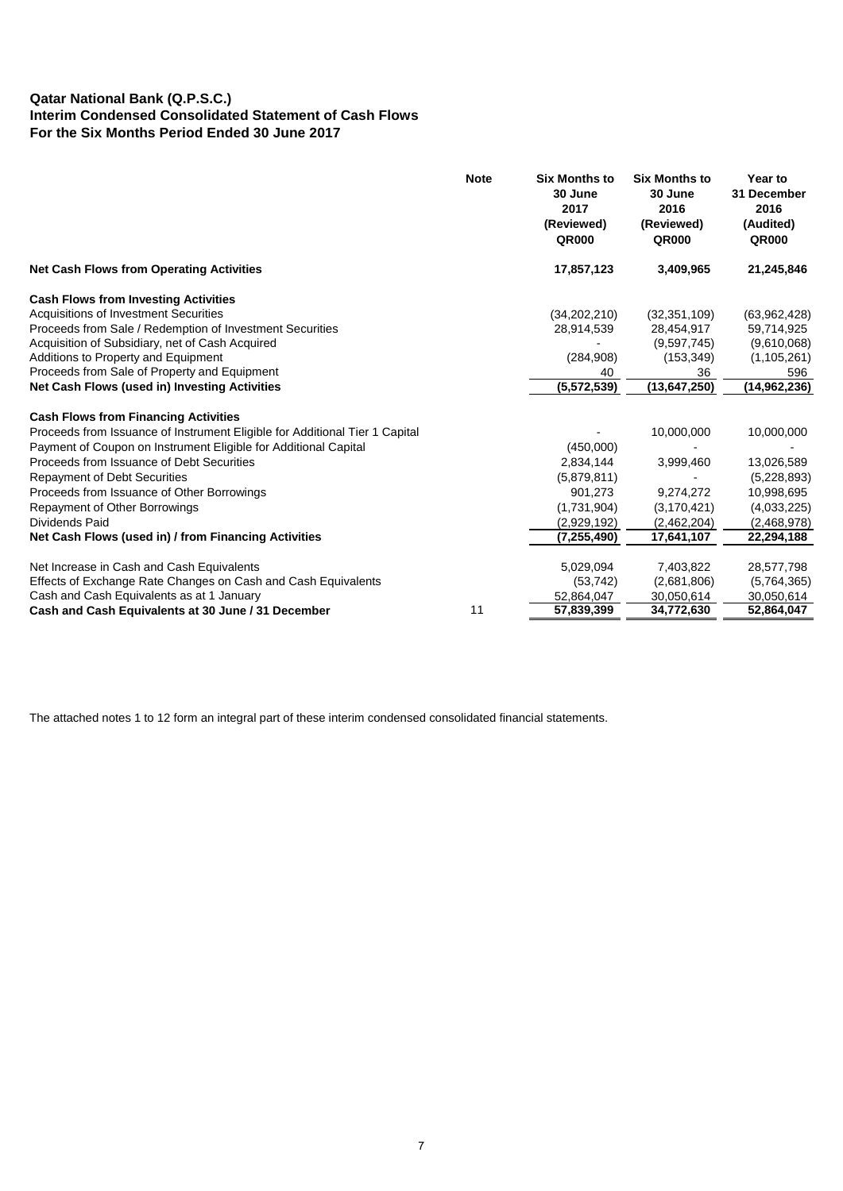**Qatar National Bank (Q.P.S.C.)**
**Interim Condensed Consolidated Statement of Cash Flows**
**For the Six Months Period Ended 30 June 2017**

| | Note | Six Months to 30 June 2017 (Reviewed) QR000 | Six Months to 30 June 2016 (Reviewed) QR000 | Year to 31 December 2016 (Audited) QR000 |
|---|---|---|---|---|
| **Net Cash Flows from Operating Activities** | | **17,857,123** | **3,409,965** | **21,245,846** |
| **Cash Flows from Investing Activities** | | | | |
| Acquisitions of Investment Securities | | (34,202,210) | (32,351,109) | (63,962,428) |
| Proceeds from Sale / Redemption of Investment Securities | | 28,914,539 | 28,454,917 | 59,714,925 |
| Acquisition of Subsidiary, net of Cash Acquired | | - | (9,597,745) | (9,610,068) |
| Additions to Property and Equipment | | (284,908) | (153,349) | (1,105,261) |
| Proceeds from Sale of Property and Equipment | | 40 | 36 | 596 |
| **Net Cash Flows (used in) Investing Activities** | | **(5,572,539)** | **(13,647,250)** | **(14,962,236)** |
| **Cash Flows from Financing Activities** | | | | |
| Proceeds from Issuance of Instrument Eligible for Additional Tier 1 Capital | | - | 10,000,000 | 10,000,000 |
| Payment of Coupon on Instrument Eligible for Additional Capital | | (450,000) | - | - |
| Proceeds from Issuance of Debt Securities | | 2,834,144 | 3,999,460 | 13,026,589 |
| Repayment of Debt Securities | | (5,879,811) | - | (5,228,893) |
| Proceeds from Issuance of Other Borrowings | | 901,273 | 9,274,272 | 10,998,695 |
| Repayment of Other Borrowings | | (1,731,904) | (3,170,421) | (4,033,225) |
| Dividends Paid | | (2,929,192) | (2,462,204) | (2,468,978) |
| **Net Cash Flows (used in) / from Financing Activities** | | **(7,255,490)** | **17,641,107** | **22,294,188** |
| Net Increase in Cash and Cash Equivalents | | 5,029,094 | 7,403,822 | 28,577,798 |
| Effects of Exchange Rate Changes on Cash and Cash Equivalents | | (53,742) | (2,681,806) | (5,764,365) |
| Cash and Cash Equivalents as at 1 January | | 52,864,047 | 30,050,614 | 30,050,614 |
| **Cash and Cash Equivalents at 30 June / 31 December** | 11 | **57,839,399** | **34,772,630** | **52,864,047** |

The attached notes 1 to 12 form an integral part of these interim condensed consolidated financial statements.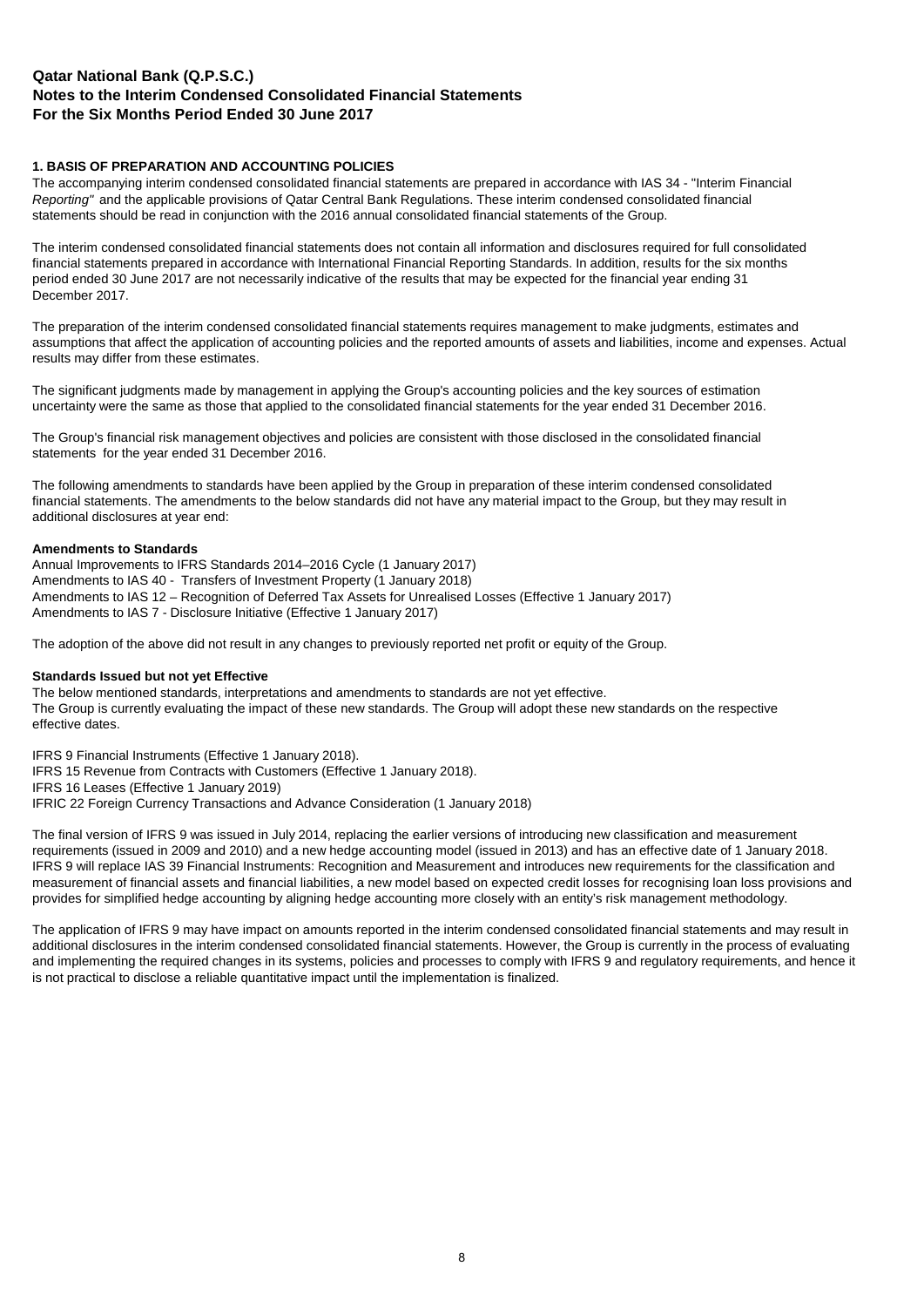**Qatar National Bank (Q.P.S.C.)**
**Notes to the Interim Condensed Consolidated Financial Statements**
**For the Six Months Period Ended 30 June 2017**

## 1. BASIS OF PREPARATION AND ACCOUNTING POLICIES

The accompanying interim condensed consolidated financial statements are prepared in accordance with IAS 34 - "Interim Financial *Reporting"* and the applicable provisions of Qatar Central Bank Regulations. These interim condensed consolidated financial statements should be read in conjunction with the 2016 annual consolidated financial statements of the Group.

The interim condensed consolidated financial statements does not contain all information and disclosures required for full consolidated financial statements prepared in accordance with International Financial Reporting Standards. In addition, results for the six months period ended 30 June 2017 are not necessarily indicative of the results that may be expected for the financial year ending 31 December 2017.

The preparation of the interim condensed consolidated financial statements requires management to make judgments, estimates and assumptions that affect the application of accounting policies and the reported amounts of assets and liabilities, income and expenses. Actual results may differ from these estimates.

The significant judgments made by management in applying the Group's accounting policies and the key sources of estimation uncertainty were the same as those that applied to the consolidated financial statements for the year ended 31 December 2016.

The Group's financial risk management objectives and policies are consistent with those disclosed in the consolidated financial statements for the year ended 31 December 2016.

The following amendments to standards have been applied by the Group in preparation of these interim condensed consolidated financial statements. The amendments to the below standards did not have any material impact to the Group, but they may result in additional disclosures at year end:

**Amendments to Standards**

Annual Improvements to IFRS Standards 2014–2016 Cycle (1 January 2017)
Amendments to IAS 40 - Transfers of Investment Property (1 January 2018)
Amendments to IAS 12 – Recognition of Deferred Tax Assets for Unrealised Losses (Effective 1 January 2017)
Amendments to IAS 7 - Disclosure Initiative (Effective 1 January 2017)

The adoption of the above did not result in any changes to previously reported net profit or equity of the Group.

**Standards Issued but not yet Effective**

The below mentioned standards, interpretations and amendments to standards are not yet effective.
The Group is currently evaluating the impact of these new standards. The Group will adopt these new standards on the respective effective dates.

IFRS 9 Financial Instruments (Effective 1 January 2018).
IFRS 15 Revenue from Contracts with Customers (Effective 1 January 2018).
IFRS 16 Leases (Effective 1 January 2019)
IFRIC 22 Foreign Currency Transactions and Advance Consideration (1 January 2018)

The final version of IFRS 9 was issued in July 2014, replacing the earlier versions of introducing new classification and measurement requirements (issued in 2009 and 2010) and a new hedge accounting model (issued in 2013) and has an effective date of 1 January 2018. IFRS 9 will replace IAS 39 Financial Instruments: Recognition and Measurement and introduces new requirements for the classification and measurement of financial assets and financial liabilities, a new model based on expected credit losses for recognising loan loss provisions and provides for simplified hedge accounting by aligning hedge accounting more closely with an entity's risk management methodology.

The application of IFRS 9 may have impact on amounts reported in the interim condensed consolidated financial statements and may result in additional disclosures in the interim condensed consolidated financial statements. However, the Group is currently in the process of evaluating and implementing the required changes in its systems, policies and processes to comply with IFRS 9 and regulatory requirements, and hence it is not practical to disclose a reliable quantitative impact until the implementation is finalized.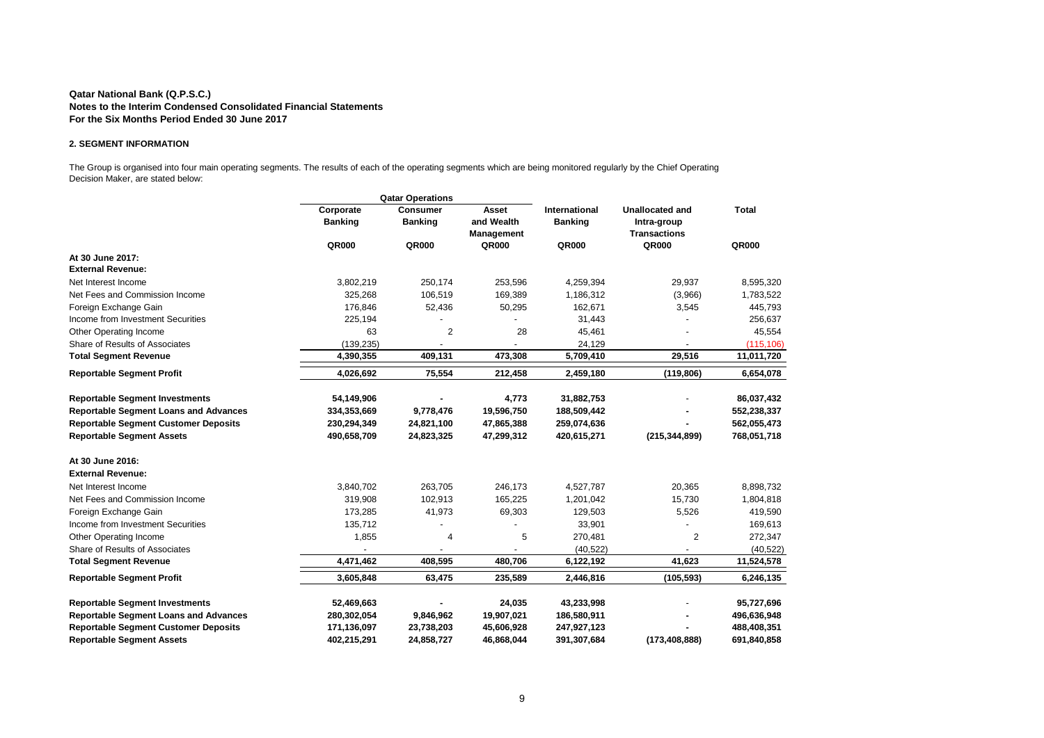**Qatar National Bank (Q.P.S.C.)**
**Notes to the Interim Condensed Consolidated Financial Statements**
**For the Six Months Period Ended 30 June 2017**

## 2. SEGMENT INFORMATION

The Group is organised into four main operating segments. The results of each of the operating segments which are being monitored regularly by the Chief Operating Decision Maker, are stated below:

| | Qatar Operations | | | | | |
|---|---|---|---|---|---|---|
| | Corporate Banking | Consumer Banking | Asset and Wealth Management | International Banking | Unallocated and Intra-group Transactions | Total |
| | QR000 | QR000 | QR000 | QR000 | QR000 | QR000 |
| **At 30 June 2017:** | | | | | | |
| **External Revenue:** | | | | | | |
| Net Interest Income | 3,802,219 | 250,174 | 253,596 | 4,259,394 | 29,937 | 8,595,320 |
| Net Fees and Commission Income | 325,268 | 106,519 | 169,389 | 1,186,312 | (3,966) | 1,783,522 |
| Foreign Exchange Gain | 176,846 | 52,436 | 50,295 | 162,671 | 3,545 | 445,793 |
| Income from Investment Securities | 225,194 | - | - | 31,443 | - | 256,637 |
| Other Operating Income | 63 | 2 | 28 | 45,461 | - | 45,554 |
| Share of Results of Associates | (139,235) | - | - | 24,129 | - | (115,106) |
| **Total Segment Revenue** | **4,390,355** | **409,131** | **473,308** | **5,709,410** | **29,516** | **11,011,720** |
| **Reportable Segment Profit** | **4,026,692** | **75,554** | **212,458** | **2,459,180** | **(119,806)** | **6,654,078** |
| **Reportable Segment Investments** | **54,149,906** | **-** | **4,773** | **31,882,753** | - | **86,037,432** |
| **Reportable Segment Loans and Advances** | **334,353,669** | **9,778,476** | **19,596,750** | **188,509,442** | **-** | **552,238,337** |
| **Reportable Segment Customer Deposits** | **230,294,349** | **24,821,100** | **47,865,388** | **259,074,636** | **-** | **562,055,473** |
| **Reportable Segment Assets** | **490,658,709** | **24,823,325** | **47,299,312** | **420,615,271** | **(215,344,899)** | **768,051,718** |
| **At 30 June 2016:** | | | | | | |
| **External Revenue:** | | | | | | |
| Net Interest Income | 3,840,702 | 263,705 | 246,173 | 4,527,787 | 20,365 | 8,898,732 |
| Net Fees and Commission Income | 319,908 | 102,913 | 165,225 | 1,201,042 | 15,730 | 1,804,818 |
| Foreign Exchange Gain | 173,285 | 41,973 | 69,303 | 129,503 | 5,526 | 419,590 |
| Income from Investment Securities | 135,712 | - | - | 33,901 | - | 169,613 |
| Other Operating Income | 1,855 | 4 | 5 | 270,481 | 2 | 272,347 |
| Share of Results of Associates | - | - | - | (40,522) | - | (40,522) |
| **Total Segment Revenue** | **4,471,462** | **408,595** | **480,706** | **6,122,192** | **41,623** | **11,524,578** |
| **Reportable Segment Profit** | **3,605,848** | **63,475** | **235,589** | **2,446,816** | **(105,593)** | **6,246,135** |
| **Reportable Segment Investments** | **52,469,663** | **-** | **24,035** | **43,233,998** | - | **95,727,696** |
| **Reportable Segment Loans and Advances** | **280,302,054** | **9,846,962** | **19,907,021** | **186,580,911** | **-** | **496,636,948** |
| **Reportable Segment Customer Deposits** | **171,136,097** | **23,738,203** | **45,606,928** | **247,927,123** | **-** | **488,408,351** |
| **Reportable Segment Assets** | **402,215,291** | **24,858,727** | **46,868,044** | **391,307,684** | **(173,408,888)** | **691,840,858** |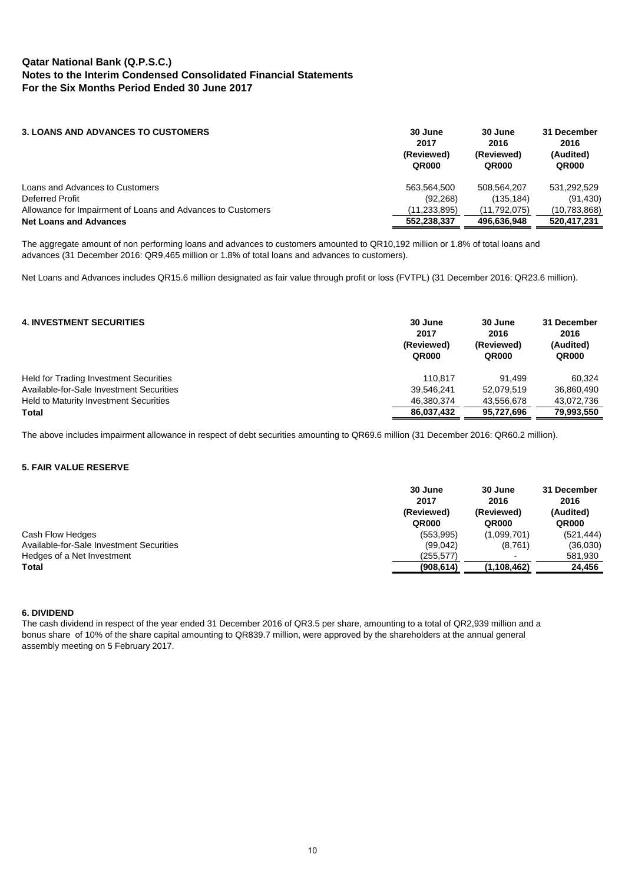**Qatar National Bank (Q.P.S.C.)**
**Notes to the Interim Condensed Consolidated Financial Statements**
**For the Six Months Period Ended 30 June 2017**

| **3. LOANS AND ADVANCES TO CUSTOMERS** | **30 June 2017 (Reviewed) QR000** | **30 June 2016 (Reviewed) QR000** | **31 December 2016 (Audited) QR000** |
|---|---|---|---|
| Loans and Advances to Customers | 563,564,500 | 508,564,207 | 531,292,529 |
| Deferred Profit | (92,268) | (135,184) | (91,430) |
| Allowance for Impairment of Loans and Advances to Customers | (11,233,895) | (11,792,075) | (10,783,868) |
| **Net Loans and Advances** | **552,238,337** | **496,636,948** | **520,417,231** |

The aggregate amount of non performing loans and advances to customers amounted to QR10,192 million or 1.8% of total loans and advances (31 December 2016: QR9,465 million or 1.8% of total loans and advances to customers).

Net Loans and Advances includes QR15.6 million designated as fair value through profit or loss (FVTPL) (31 December 2016: QR23.6 million).

| **4. INVESTMENT SECURITIES** | **30 June 2017 (Reviewed) QR000** | **30 June 2016 (Reviewed) QR000** | **31 December 2016 (Audited) QR000** |
|---|---|---|---|
| Held for Trading Investment Securities | 110,817 | 91,499 | 60,324 |
| Available-for-Sale Investment Securities | 39,546,241 | 52,079,519 | 36,860,490 |
| Held to Maturity Investment Securities | 46,380,374 | 43,556,678 | 43,072,736 |
| **Total** | **86,037,432** | **95,727,696** | **79,993,550** |

The above includes impairment allowance in respect of debt securities amounting to QR69.6 million (31 December 2016: QR60.2 million).

**5. FAIR VALUE RESERVE**

| | **30 June 2017 (Reviewed) QR000** | **30 June 2016 (Reviewed) QR000** | **31 December 2016 (Audited) QR000** |
|---|---|---|---|
| Cash Flow Hedges | (553,995) | (1,099,701) | (521,444) |
| Available-for-Sale Investment Securities | (99,042) | (8,761) | (36,030) |
| Hedges of a Net Investment | (255,577) | - | 581,930 |
| **Total** | **(908,614)** | **(1,108,462)** | **24,456** |

**6. DIVIDEND**

The cash dividend in respect of the year ended 31 December 2016 of QR3.5 per share, amounting to a total of QR2,939 million and a bonus share of 10% of the share capital amounting to QR839.7 million, were approved by the shareholders at the annual general assembly meeting on 5 February 2017.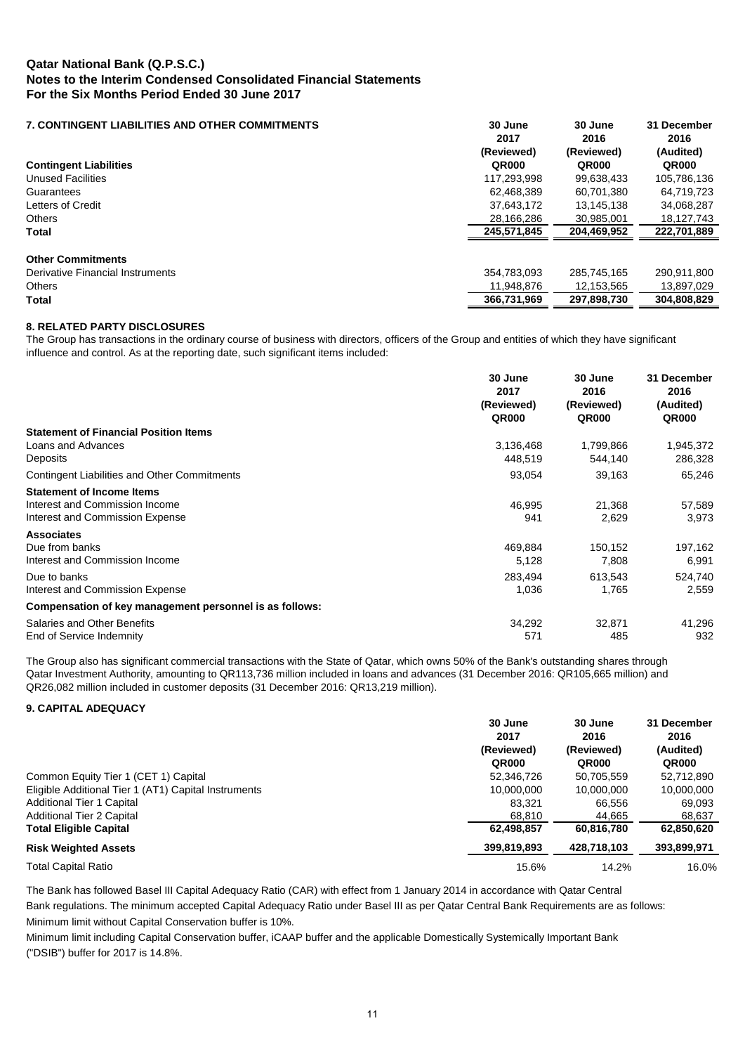**Qatar National Bank (Q.P.S.C.)**
**Notes to the Interim Condensed Consolidated Financial Statements**
**For the Six Months Period Ended 30 June 2017**

## 7. CONTINGENT LIABILITIES AND OTHER COMMITMENTS

| | 30 June 2017 (Reviewed) QR000 | 30 June 2016 (Reviewed) QR000 | 31 December 2016 (Audited) QR000 |
|---|---|---|---|
| **Contingent Liabilities** | | | |
| Unused Facilities | 117,293,998 | 99,638,433 | 105,786,136 |
| Guarantees | 62,468,389 | 60,701,380 | 64,719,723 |
| Letters of Credit | 37,643,172 | 13,145,138 | 34,068,287 |
| Others | 28,166,286 | 30,985,001 | 18,127,743 |
| **Total** | **245,571,845** | **204,469,952** | **222,701,889** |
| **Other Commitments** | | | |
| Derivative Financial Instruments | 354,783,093 | 285,745,165 | 290,911,800 |
| Others | 11,948,876 | 12,153,565 | 13,897,029 |
| **Total** | **366,731,969** | **297,898,730** | **304,808,829** |

## 8. RELATED PARTY DISCLOSURES

The Group has transactions in the ordinary course of business with directors, officers of the Group and entities of which they have significant influence and control. As at the reporting date, such significant items included:

| | 30 June 2017 (Reviewed) QR000 | 30 June 2016 (Reviewed) QR000 | 31 December 2016 (Audited) QR000 |
|---|---|---|---|
| **Statement of Financial Position Items** | | | |
| Loans and Advances | 3,136,468 | 1,799,866 | 1,945,372 |
| Deposits | 448,519 | 544,140 | 286,328 |
| Contingent Liabilities and Other Commitments | 93,054 | 39,163 | 65,246 |
| **Statement of Income Items** | | | |
| Interest and Commission Income | 46,995 | 21,368 | 57,589 |
| Interest and Commission Expense | 941 | 2,629 | 3,973 |
| **Associates** | | | |
| Due from banks | 469,884 | 150,152 | 197,162 |
| Interest and Commission Income | 5,128 | 7,808 | 6,991 |
| Due to banks | 283,494 | 613,543 | 524,740 |
| Interest and Commission Expense | 1,036 | 1,765 | 2,559 |
| **Compensation of key management personnel is as follows:** | | | |
| Salaries and Other Benefits | 34,292 | 32,871 | 41,296 |
| End of Service Indemnity | 571 | 485 | 932 |

The Group also has significant commercial transactions with the State of Qatar, which owns 50% of the Bank's outstanding shares through Qatar Investment Authority, amounting to QR113,736 million included in loans and advances (31 December 2016: QR105,665 million) and QR26,082 million included in customer deposits (31 December 2016: QR13,219 million).

## 9. CAPITAL ADEQUACY

| | 30 June 2017 (Reviewed) QR000 | 30 June 2016 (Reviewed) QR000 | 31 December 2016 (Audited) QR000 |
|---|---|---|---|
| Common Equity Tier 1 (CET 1) Capital | 52,346,726 | 50,705,559 | 52,712,890 |
| Eligible Additional Tier 1 (AT1) Capital Instruments | 10,000,000 | 10,000,000 | 10,000,000 |
| Additional Tier 1 Capital | 83,321 | 66,556 | 69,093 |
| Additional Tier 2 Capital | 68,810 | 44,665 | 68,637 |
| **Total Eligible Capital** | **62,498,857** | **60,816,780** | **62,850,620** |
| **Risk Weighted Assets** | **399,819,893** | **428,718,103** | **393,899,971** |
| Total Capital Ratio | 15.6% | 14.2% | 16.0% |

The Bank has followed Basel III Capital Adequacy Ratio (CAR) with effect from 1 January 2014 in accordance with Qatar Central Bank regulations. The minimum accepted Capital Adequacy Ratio under Basel III as per Qatar Central Bank Requirements are as follows:

Minimum limit without Capital Conservation buffer is 10%.

Minimum limit including Capital Conservation buffer, iCAAP buffer and the applicable Domestically Systemically Important Bank ("DSIB") buffer for 2017 is 14.8%.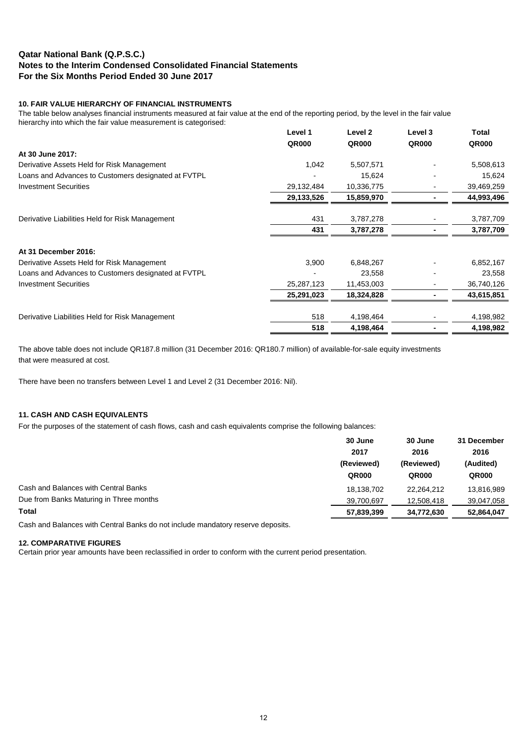**Qatar National Bank (Q.P.S.C.)**
**Notes to the Interim Condensed Consolidated Financial Statements**
**For the Six Months Period Ended 30 June 2017**

#### 10. FAIR VALUE HIERARCHY OF FINANCIAL INSTRUMENTS

The table below analyses financial instruments measured at fair value at the end of the reporting period, by the level in the fair value hierarchy into which the fair value measurement is categorised:

| | Level 1 QR000 | Level 2 QR000 | Level 3 QR000 | Total QR000 |
|---|---|---|---|---|
| **At 30 June 2017:** | | | | |
| Derivative Assets Held for Risk Management | 1,042 | 5,507,571 | - | 5,508,613 |
| Loans and Advances to Customers designated at FVTPL | - | 15,624 | - | 15,624 |
| Investment Securities | 29,132,484 | 10,336,775 | - | 39,469,259 |
| | **29,133,526** | **15,859,970** | **-** | **44,993,496** |
| Derivative Liabilities Held for Risk Management | 431 | 3,787,278 | - | 3,787,709 |
| | **431** | **3,787,278** | **-** | **3,787,709** |
| **At 31 December 2016:** | | | | |
| Derivative Assets Held for Risk Management | 3,900 | 6,848,267 | - | 6,852,167 |
| Loans and Advances to Customers designated at FVTPL | - | 23,558 | - | 23,558 |
| Investment Securities | 25,287,123 | 11,453,003 | - | 36,740,126 |
| | **25,291,023** | **18,324,828** | **-** | **43,615,851** |
| Derivative Liabilities Held for Risk Management | 518 | 4,198,464 | - | 4,198,982 |
| | **518** | **4,198,464** | **-** | **4,198,982** |

The above table does not include QR187.8 million (31 December 2016: QR180.7 million) of available-for-sale equity investments that were measured at cost.

There have been no transfers between Level 1 and Level 2 (31 December 2016: Nil).

#### 11. CASH AND CASH EQUIVALENTS

For the purposes of the statement of cash flows, cash and cash equivalents comprise the following balances:

| | 30 June 2017 (Reviewed) QR000 | 30 June 2016 (Reviewed) QR000 | 31 December 2016 (Audited) QR000 |
|---|---|---|---|
| Cash and Balances with Central Banks | 18,138,702 | 22,264,212 | 13,816,989 |
| Due from Banks Maturing in Three months | 39,700,697 | 12,508,418 | 39,047,058 |
| **Total** | **57,839,399** | **34,772,630** | **52,864,047** |

Cash and Balances with Central Banks do not include mandatory reserve deposits.

#### 12. COMPARATIVE FIGURES

Certain prior year amounts have been reclassified in order to conform with the current period presentation.